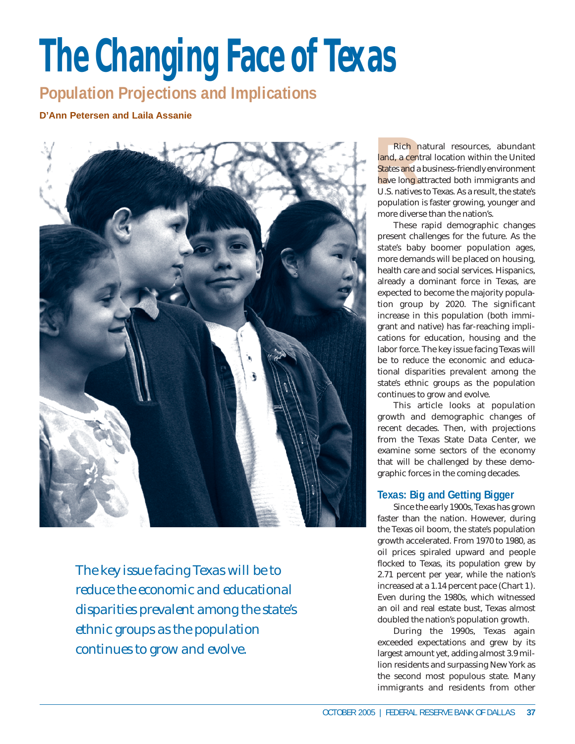# The Changing Face of Texas

## Population Projections and Implications

**D'Ann Petersen and Laila Assanie**

*The key issue facing Texas will be to reduce the economic and educational disparities prevalent among the state's ethnic groups as the population continues to grow and evolve.*

Rich natural resources, abundant land, a central location within the United States and a business-friendly environment have long attracted both immigrants and U.S. natives to Texas. As a result, the state's population is faster growing, younger and more diverse than the nation's.

These rapid demographic changes present challenges for the future. As the state's baby boomer population ages, more demands will be placed on housing, health care and social services. Hispanics, already a dominant force in Texas, are expected to become the majority population group by 2020. The significant increase in this population (both immigrant and native) has far-reaching implications for education, housing and the labor force. The key issue facing Texas will be to reduce the economic and educational disparities prevalent among the state's ethnic groups as the population continues to grow and evolve.

This article looks at population growth and demographic changes of recent decades. Then, with projections from the Texas State Data Center, we examine some sectors of the economy that will be challenged by these demographic forces in the coming decades.

### Texas: Big and Getting Bigger

Since the early 1900s, Texas has grown faster than the nation. However, during the Texas oil boom, the state's population growth accelerated. From 1970 to 1980, as oil prices spiraled upward and people flocked to Texas, its population grew by 2.71 percent per year, while the nation's increased at a 1.14 percent pace (Chart 1). Even during the 1980s, which witnessed an oil and real estate bust, Texas almost doubled the nation's population growth.

During the 1990s, Texas again exceeded expectations and grew by its largest amount yet, adding almost 3.9 million residents and surpassing New York as the second most populous state. Many immigrants and residents from other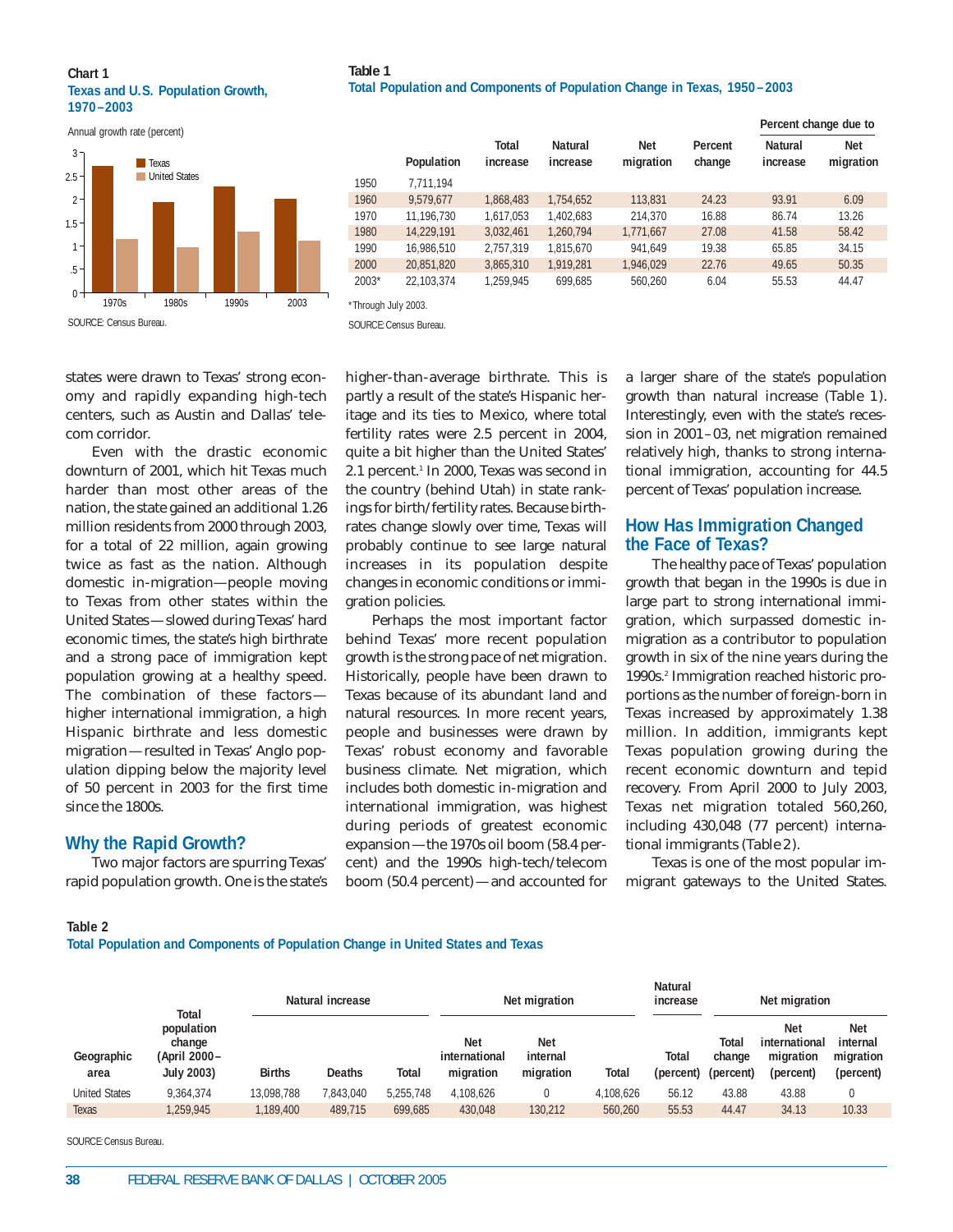**Chart 1**
**Texas and U.S. Population Growth, 1970–2003**

Annual growth rate (percent)

| | Texas | United States |
|---|---|---|
| 1970s | | |
| 1980s | | |
| 1990s | | |
| 2003 | | |

SOURCE: Census Bureau.

**Table 1**
**Total Population and Components of Population Change in Texas, 1950–2003**

| | Population | Total increase | Natural increase | Net migration | Percent change | Percent change due to: Natural increase | Percent change due to: Net migration |
|---|---|---|---|---|---|---|---|
| 1950 | 7,711,194 | | | | | | |
| 1960 | 9,579,677 | 1,868,483 | 1,754,652 | 113,831 | 24.23 | 93.91 | 6.09 |
| 1970 | 11,196,730 | 1,617,053 | 1,402,683 | 214,370 | 16.88 | 86.74 | 13.26 |
| 1980 | 14,229,191 | 3,032,461 | 1,260,794 | 1,771,667 | 27.08 | 41.58 | 58.42 |
| 1990 | 16,986,510 | 2,757,319 | 1,815,670 | 941,649 | 19.38 | 65.85 | 34.15 |
| 2000 | 20,851,820 | 3,865,310 | 1,919,281 | 1,946,029 | 22.76 | 49.65 | 50.35 |
| 2003* | 22,103,374 | 1,259,945 | 699,685 | 560,260 | 6.04 | 55.53 | 44.47 |

*Through July 2003.

SOURCE: Census Bureau.

states were drawn to Texas' strong economy and rapidly expanding high-tech centers, such as Austin and Dallas' telecom corridor.

Even with the drastic economic downturn of 2001, which hit Texas much harder than most other areas of the nation, the state gained an additional 1.26 million residents from 2000 through 2003, for a total of 22 million, again growing twice as fast as the nation. Although domestic in-migration—people moving to Texas from other states within the United States—slowed during Texas' hard economic times, the state's high birthrate and a strong pace of immigration kept population growing at a healthy speed. The combination of these factors—higher international immigration, a high Hispanic birthrate and less domestic migration—resulted in Texas' Anglo population dipping below the majority level of 50 percent in 2003 for the first time since the 1800s.

## Why the Rapid Growth?

Two major factors are spurring Texas' rapid population growth. One is the state's higher-than-average birthrate. This is partly a result of the state's Hispanic heritage and its ties to Mexico, where total fertility rates were 2.5 percent in 2004, quite a bit higher than the United States' 2.1 percent.[1] In 2000, Texas was second in the country (behind Utah) in state rankings for birth/fertility rates. Because birthrates change slowly over time, Texas will probably continue to see large natural increases in its population despite changes in economic conditions or immigration policies.

Perhaps the most important factor behind Texas' more recent population growth is the strong pace of net migration. Historically, people have been drawn to Texas because of its abundant land and natural resources. In more recent years, people and businesses were drawn by Texas' robust economy and favorable business climate. Net migration, which includes both domestic in-migration and international immigration, was highest during periods of greatest economic expansion—the 1970s oil boom (58.4 percent) and the 1990s high-tech/telecom boom (50.4 percent)—and accounted for a larger share of the state's population growth than natural increase (Table 1). Interestingly, even with the state's recession in 2001–03, net migration remained relatively high, thanks to strong international immigration, accounting for 44.5 percent of Texas' population increase.

## How Has Immigration Changed the Face of Texas?

The healthy pace of Texas' population growth that began in the 1990s is due in large part to strong international immigration, which surpassed domestic in-migration as a contributor to population growth in six of the nine years during the 1990s.[2] Immigration reached historic proportions as the number of foreign-born in Texas increased by approximately 1.38 million. In addition, immigrants kept Texas population growing during the recent economic downturn and tepid recovery. From April 2000 to July 2003, Texas net migration totaled 560,260, including 430,048 (77 percent) international immigrants (Table 2).

Texas is one of the most popular immigrant gateways to the United States.

**Table 2**
**Total Population and Components of Population Change in United States and Texas**

| Geographic area | Total population change (April 2000–July 2003) | Natural increase | | | Net migration | | | Natural increase | Net migration | | |
|---|---|---|---|---|---|---|---|---|---|---|---|
| | | Births | Deaths | Total | Net international migration | Net internal migration | Total | Total (percent) | Total change (percent) | Net international migration (percent) | Net internal migration (percent) |
| United States | 9,364,374 | 13,098,788 | 7,843,040 | 5,255,748 | 4,108,626 | 0 | 4,108,626 | 56.12 | 43.88 | 43.88 | 0 |
| Texas | 1,259,945 | 1,189,400 | 489,715 | 699,685 | 430,048 | 130,212 | 560,260 | 55.53 | 44.47 | 34.13 | 10.33 |

SOURCE: Census Bureau.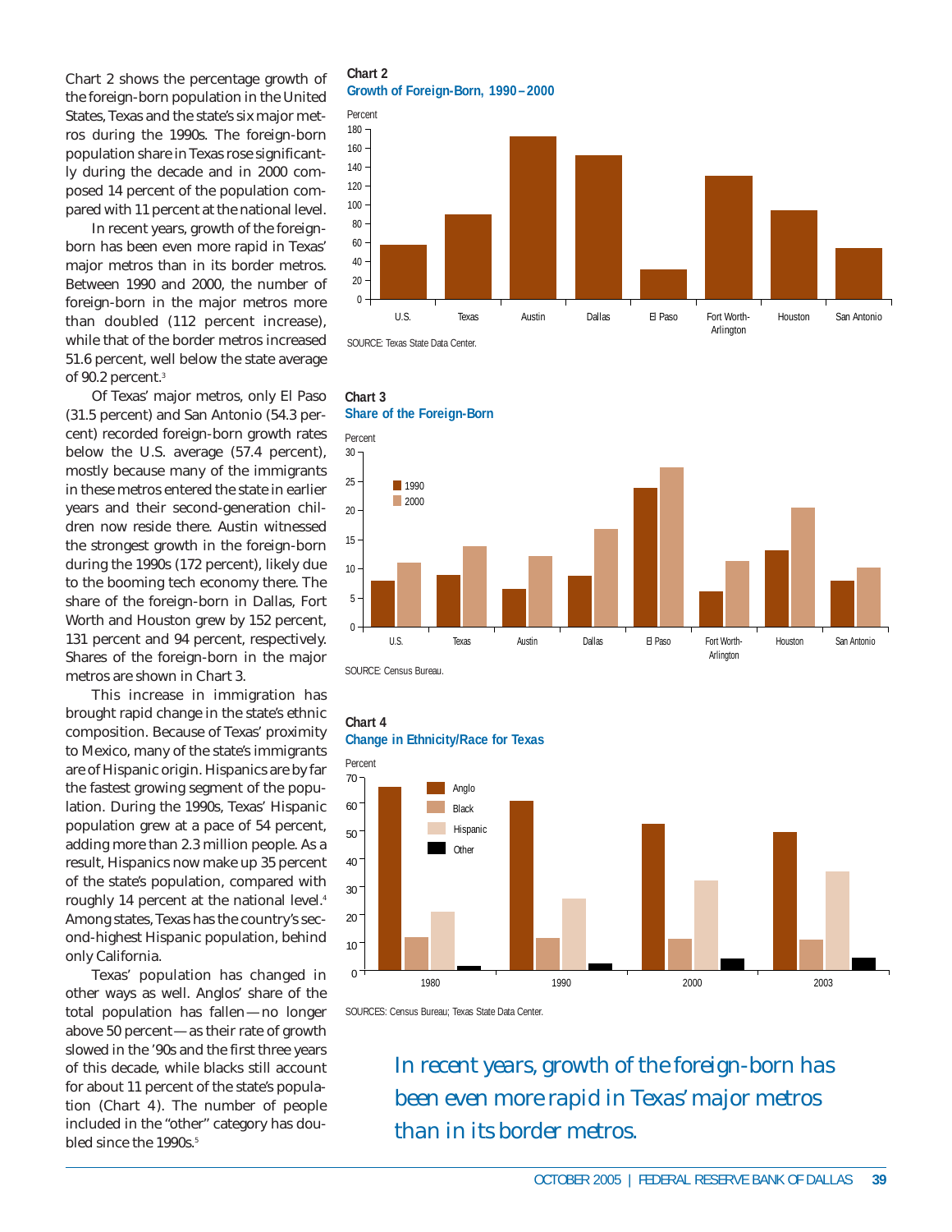Chart 2 shows the percentage growth of the foreign-born population in the United States, Texas and the state's six major metros during the 1990s. The foreign-born population share in Texas rose significantly during the decade and in 2000 composed 14 percent of the population compared with 11 percent at the national level.

In recent years, growth of the foreign-born has been even more rapid in Texas' major metros than in its border metros. Between 1990 and 2000, the number of foreign-born in the major metros more than doubled (112 percent increase), while that of the border metros increased 51.6 percent, well below the state average of 90.2 percent.[3]

Of Texas' major metros, only El Paso (31.5 percent) and San Antonio (54.3 percent) recorded foreign-born growth rates below the U.S. average (57.4 percent), mostly because many of the immigrants in these metros entered the state in earlier years and their second-generation children now reside there. Austin witnessed the strongest growth in the foreign-born during the 1990s (172 percent), likely due to the booming tech economy there. The share of the foreign-born in Dallas, Fort Worth and Houston grew by 152 percent, 131 percent and 94 percent, respectively. Shares of the foreign-born in the major metros are shown in Chart 3.

This increase in immigration has brought rapid change in the state's ethnic composition. Because of Texas' proximity to Mexico, many of the state's immigrants are of Hispanic origin. Hispanics are by far the fastest growing segment of the population. During the 1990s, Texas' Hispanic population grew at a pace of 54 percent, adding more than 2.3 million people. As a result, Hispanics now make up 35 percent of the state's population, compared with roughly 14 percent at the national level.[4] Among states, Texas has the country's second-highest Hispanic population, behind only California.

Texas' population has changed in other ways as well. Anglos' share of the total population has fallen—no longer above 50 percent—as their rate of growth slowed in the '90s and the first three years of this decade, while blacks still account for about 11 percent of the state's population (Chart 4). The number of people included in the "other" category has doubled since the 1990s.[5]

**Chart 2**
**Growth of Foreign-Born, 1990–2000**

SOURCE: Texas State Data Center.

**Chart 3**
**Share of the Foreign-Born**

SOURCE: Census Bureau.

**Chart 4**
**Change in Ethnicity/Race for Texas**

SOURCES: Census Bureau; Texas State Data Center.

*In recent years, growth of the foreign-born has been even more rapid in Texas' major metros than in its border metros.*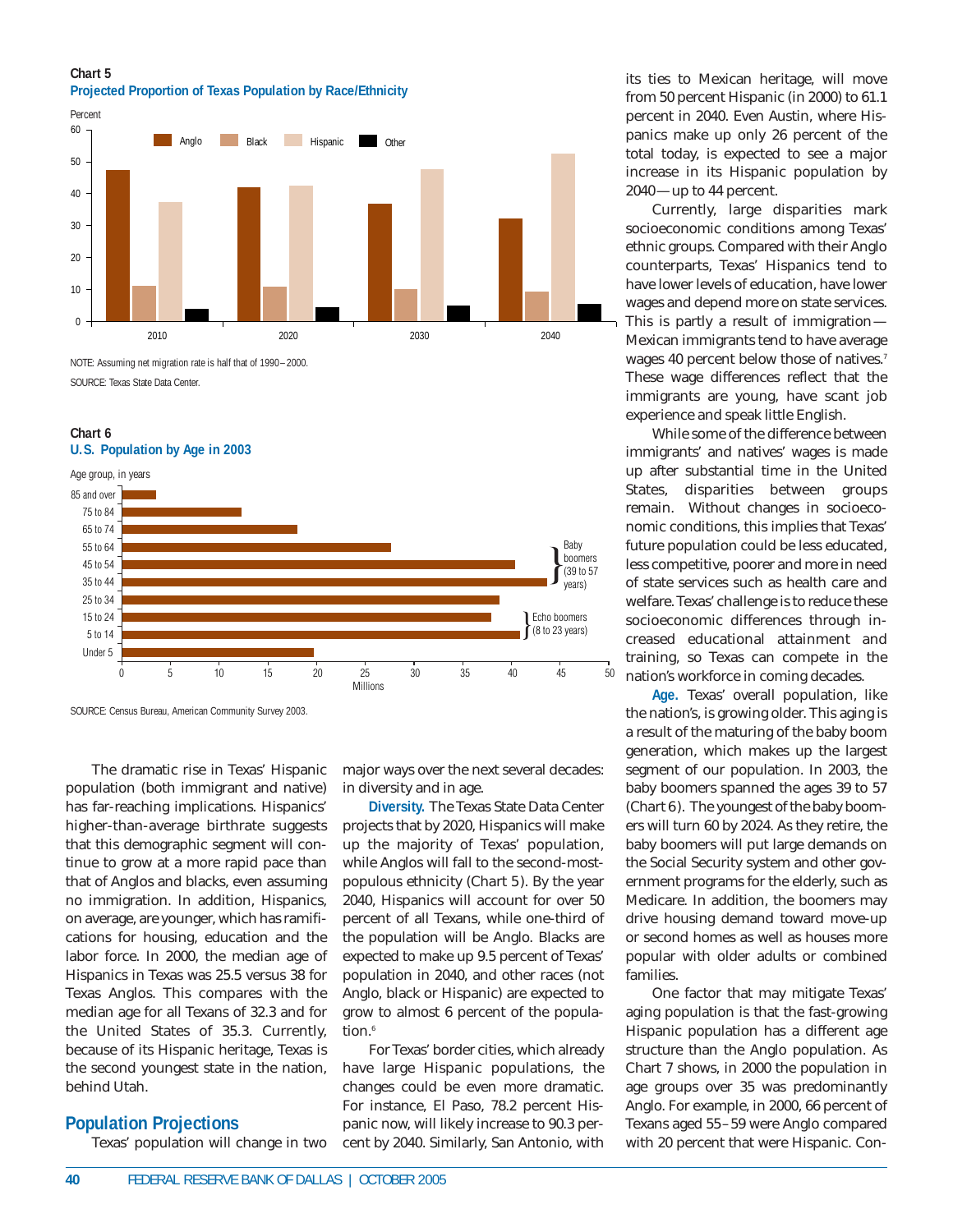**Chart 5**
**Projected Proportion of Texas Population by Race/Ethnicity**

NOTE: Assuming net migration rate is half that of 1990–2000.
SOURCE: Texas State Data Center.

**Chart 6**
**U.S. Population by Age in 2003**

SOURCE: Census Bureau, American Community Survey 2003.

The dramatic rise in Texas' Hispanic population (both immigrant and native) has far-reaching implications. Hispanics' higher-than-average birthrate suggests that this demographic segment will continue to grow at a more rapid pace than that of Anglos and blacks, even assuming no immigration. In addition, Hispanics, on average, are younger, which has ramifications for housing, education and the labor force. In 2000, the median age of Hispanics in Texas was 25.5 versus 38 for Texas Anglos. This compares with the median age for all Texans of 32.3 and for the United States of 35.3. Currently, because of its Hispanic heritage, Texas is the second youngest state in the nation, behind Utah.

## Population Projections

Texas' population will change in two major ways over the next several decades: in diversity and in age.

**Diversity.** The Texas State Data Center projects that by 2020, Hispanics will make up the majority of Texas' population, while Anglos will fall to the second-most-populous ethnicity (Chart 5). By the year 2040, Hispanics will account for over 50 percent of all Texans, while one-third of the population will be Anglo. Blacks are expected to make up 9.5 percent of Texas' population in 2040, and other races (not Anglo, black or Hispanic) are expected to grow to almost 6 percent of the population.[6]

For Texas' border cities, which already have large Hispanic populations, the changes could be even more dramatic. For instance, El Paso, 78.2 percent Hispanic now, will likely increase to 90.3 percent by 2040. Similarly, San Antonio, with its ties to Mexican heritage, will move from 50 percent Hispanic (in 2000) to 61.1 percent in 2040. Even Austin, where Hispanics make up only 26 percent of the total today, is expected to see a major increase in its Hispanic population by 2040—up to 44 percent.

Currently, large disparities mark socioeconomic conditions among Texas' ethnic groups. Compared with their Anglo counterparts, Texas' Hispanics tend to have lower levels of education, have lower wages and depend more on state services. This is partly a result of immigration—Mexican immigrants tend to have average wages 40 percent below those of natives.[7] These wage differences reflect that the immigrants are young, have scant job experience and speak little English.

While some of the difference between immigrants' and natives' wages is made up after substantial time in the United States, disparities between groups remain. Without changes in socioeconomic conditions, this implies that Texas' future population could be less educated, less competitive, poorer and more in need of state services such as health care and welfare. Texas' challenge is to reduce these socioeconomic differences through increased educational attainment and training, so Texas can compete in the nation's workforce in coming decades.

**Age.** Texas' overall population, like the nation's, is growing older. This aging is a result of the maturing of the baby boom generation, which makes up the largest segment of our population. In 2003, the baby boomers spanned the ages 39 to 57 (Chart 6). The youngest of the baby boomers will turn 60 by 2024. As they retire, the baby boomers will put large demands on the Social Security system and other government programs for the elderly, such as Medicare. In addition, the boomers may drive housing demand toward move-up or second homes as well as houses more popular with older adults or combined families.

One factor that may mitigate Texas' aging population is that the fast-growing Hispanic population has a different age structure than the Anglo population. As Chart 7 shows, in 2000 the population in age groups over 35 was predominantly Anglo. For example, in 2000, 66 percent of Texans aged 55–59 were Anglo compared with 20 percent that were Hispanic. Con-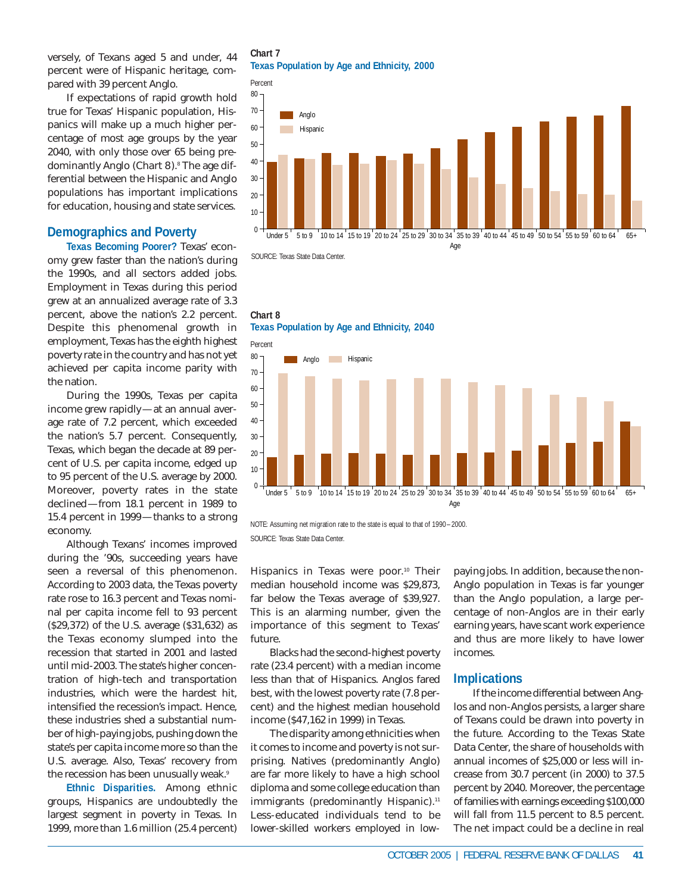versely, of Texans aged 5 and under, 44 percent were of Hispanic heritage, compared with 39 percent Anglo.

If expectations of rapid growth hold true for Texas' Hispanic population, Hispanics will make up a much higher percentage of most age groups by the year 2040, with only those over 65 being predominantly Anglo (Chart 8).[8] The age differential between the Hispanic and Anglo populations has important implications for education, housing and state services.

**Chart 7**
**Texas Population by Age and Ethnicity, 2000**

SOURCE: Texas State Data Center.

**Chart 8**
**Texas Population by Age and Ethnicity, 2040**

NOTE: Assuming net migration rate to the state is equal to that of 1990–2000.

SOURCE: Texas State Data Center.

## Demographics and Poverty

**Texas Becoming Poorer?** Texas' economy grew faster than the nation's during the 1990s, and all sectors added jobs. Employment in Texas during this period grew at an annualized average rate of 3.3 percent, above the nation's 2.2 percent. Despite this phenomenal growth in employment, Texas has the eighth highest poverty rate in the country and has not yet achieved per capita income parity with the nation.

During the 1990s, Texas per capita income grew rapidly—at an annual average rate of 7.2 percent, which exceeded the nation's 5.7 percent. Consequently, Texas, which began the decade at 89 percent of U.S. per capita income, edged up to 95 percent of the U.S. average by 2000. Moreover, poverty rates in the state declined—from 18.1 percent in 1989 to 15.4 percent in 1999—thanks to a strong economy.

Although Texans' incomes improved during the '90s, succeeding years have seen a reversal of this phenomenon. According to 2003 data, the Texas poverty rate rose to 16.3 percent and Texas nominal per capita income fell to 93 percent ($29,372) of the U.S. average ($31,632) as the Texas economy slumped into the recession that started in 2001 and lasted until mid-2003. The state's higher concentration of high-tech and transportation industries, which were the hardest hit, intensified the recession's impact. Hence, these industries shed a substantial number of high-paying jobs, pushing down the state's per capita income more so than the U.S. average. Also, Texas' recovery from the recession has been unusually weak.[9]

**Ethnic Disparities.** Among ethnic groups, Hispanics are undoubtedly the largest segment in poverty in Texas. In 1999, more than 1.6 million (25.4 percent) Hispanics in Texas were poor.[10] Their median household income was $29,873, far below the Texas average of $39,927. This is an alarming number, given the importance of this segment to Texas' future.

Blacks had the second-highest poverty rate (23.4 percent) with a median income less than that of Hispanics. Anglos fared best, with the lowest poverty rate (7.8 percent) and the highest median household income ($47,162 in 1999) in Texas.

The disparity among ethnicities when it comes to income and poverty is not surprising. Natives (predominantly Anglo) are far more likely to have a high school diploma and some college education than immigrants (predominantly Hispanic).[11] Less-educated individuals tend to be lower-skilled workers employed in low-paying jobs. In addition, because the non-Anglo population in Texas is far younger than the Anglo population, a large percentage of non-Anglos are in their early earning years, have scant work experience and thus are more likely to have lower incomes.

## Implications

If the income differential between Anglos and non-Anglos persists, a larger share of Texans could be drawn into poverty in the future. According to the Texas State Data Center, the share of households with annual incomes of $25,000 or less will increase from 30.7 percent (in 2000) to 37.5 percent by 2040. Moreover, the percentage of families with earnings exceeding $100,000 will fall from 11.5 percent to 8.5 percent. The net impact could be a decline in real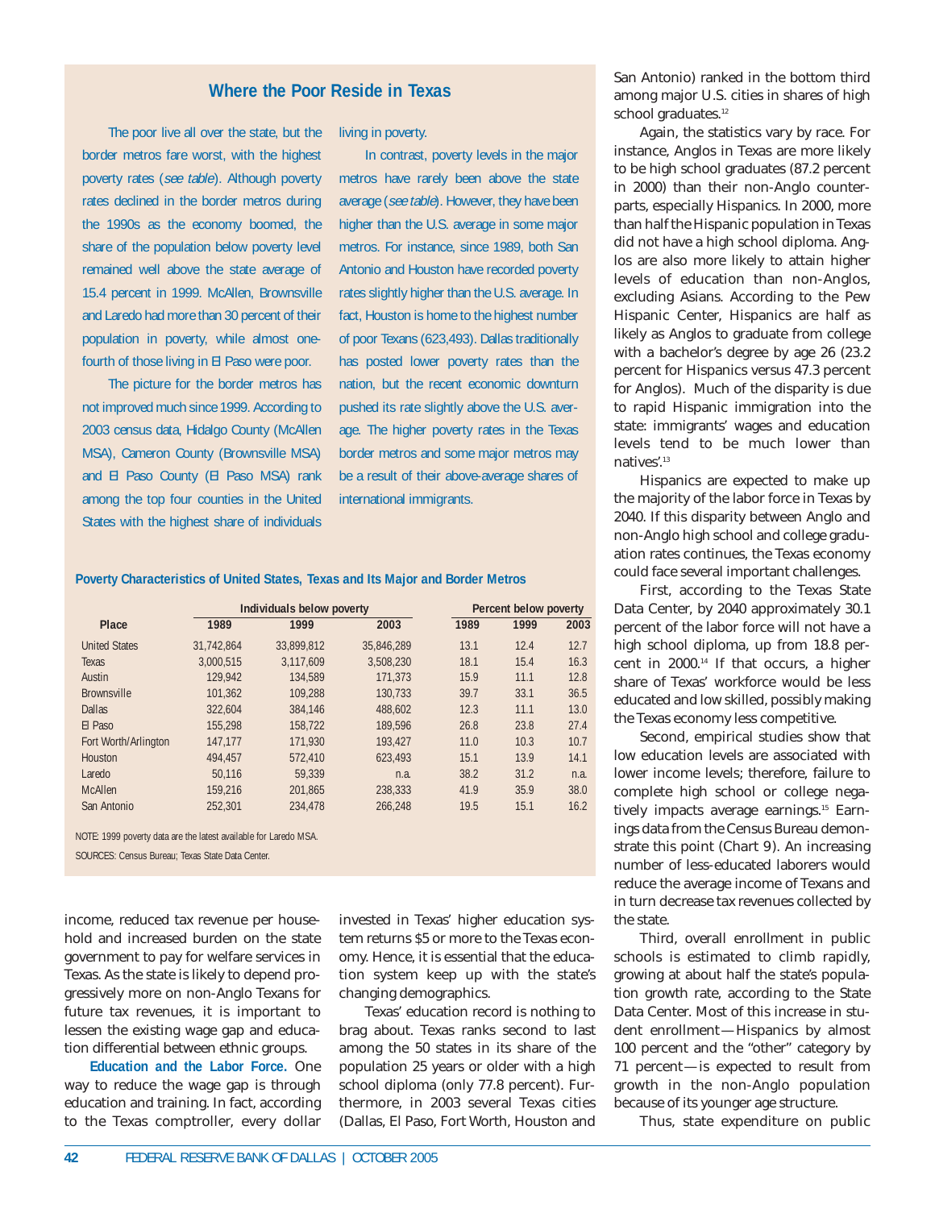## Where the Poor Reside in Texas

The poor live all over the state, but the border metros fare worst, with the highest poverty rates (*see table*). Although poverty rates declined in the border metros during the 1990s as the economy boomed, the share of the population below poverty level remained well above the state average of 15.4 percent in 1999. McAllen, Brownsville and Laredo had more than 30 percent of their population in poverty, while almost one-fourth of those living in El Paso were poor.

The picture for the border metros has not improved much since 1999. According to 2003 census data, Hidalgo County (McAllen MSA), Cameron County (Brownsville MSA) and El Paso County (El Paso MSA) rank among the top four counties in the United States with the highest share of individuals living in poverty.

In contrast, poverty levels in the major metros have rarely been above the state average (*see table*). However, they have been higher than the U.S. average in some major metros. For instance, since 1989, both San Antonio and Houston have recorded poverty rates slightly higher than the U.S. average. In fact, Houston is home to the highest number of poor Texans (623,493). Dallas traditionally has posted lower poverty rates than the nation, but the recent economic downturn pushed its rate slightly above the U.S. average. The higher poverty rates in the Texas border metros and some major metros may be a result of their above-average shares of international immigrants.

**Poverty Characteristics of United States, Texas and Its Major and Border Metros**

| Place | Individuals below poverty | | | Percent below poverty | | |
|---|---|---|---|---|---|---|
| | 1989 | 1999 | 2003 | 1989 | 1999 | 2003 |
| United States | 31,742,864 | 33,899,812 | 35,846,289 | 13.1 | 12.4 | 12.7 |
| Texas | 3,000,515 | 3,117,609 | 3,508,230 | 18.1 | 15.4 | 16.3 |
| Austin | 129,942 | 134,589 | 171,373 | 15.9 | 11.1 | 12.8 |
| Brownsville | 101,362 | 109,288 | 130,733 | 39.7 | 33.1 | 36.5 |
| Dallas | 322,604 | 384,146 | 488,602 | 12.3 | 11.1 | 13.0 |
| El Paso | 155,298 | 158,722 | 189,596 | 26.8 | 23.8 | 27.4 |
| Fort Worth/Arlington | 147,177 | 171,930 | 193,427 | 11.0 | 10.3 | 10.7 |
| Houston | 494,457 | 572,410 | 623,493 | 15.1 | 13.9 | 14.1 |
| Laredo | 50,116 | 59,339 | n.a. | 38.2 | 31.2 | n.a. |
| McAllen | 159,216 | 201,865 | 238,333 | 41.9 | 35.9 | 38.0 |
| San Antonio | 252,301 | 234,478 | 266,248 | 19.5 | 15.1 | 16.2 |

NOTE: 1999 poverty data are the latest available for Laredo MSA.

SOURCES: Census Bureau; Texas State Data Center.

income, reduced tax revenue per household and increased burden on the state government to pay for welfare services in Texas. As the state is likely to depend progressively more on non-Anglo Texans for future tax revenues, it is important to lessen the existing wage gap and education differential between ethnic groups.

**Education and the Labor Force.** One way to reduce the wage gap is through education and training. In fact, according to the Texas comptroller, every dollar invested in Texas' higher education system returns $5 or more to the Texas economy. Hence, it is essential that the education system keep up with the state's changing demographics.

Texas' education record is nothing to brag about. Texas ranks second to last among the 50 states in its share of the population 25 years or older with a high school diploma (only 77.8 percent). Furthermore, in 2003 several Texas cities (Dallas, El Paso, Fort Worth, Houston and San Antonio) ranked in the bottom third among major U.S. cities in shares of high school graduates.[12]

Again, the statistics vary by race. For instance, Anglos in Texas are more likely to be high school graduates (87.2 percent in 2000) than their non-Anglo counterparts, especially Hispanics. In 2000, more than half the Hispanic population in Texas did not have a high school diploma. Anglos are also more likely to attain higher levels of education than non-Anglos, excluding Asians. According to the Pew Hispanic Center, Hispanics are half as likely as Anglos to graduate from college with a bachelor's degree by age 26 (23.2 percent for Hispanics versus 47.3 percent for Anglos). Much of the disparity is due to rapid Hispanic immigration into the state: immigrants' wages and education levels tend to be much lower than natives'.[13]

Hispanics are expected to make up the majority of the labor force in Texas by 2040. If this disparity between Anglo and non-Anglo high school and college graduation rates continues, the Texas economy could face several important challenges.

First, according to the Texas State Data Center, by 2040 approximately 30.1 percent of the labor force will not have a high school diploma, up from 18.8 percent in 2000.[14] If that occurs, a higher share of Texas' workforce would be less educated and low skilled, possibly making the Texas economy less competitive.

Second, empirical studies show that low education levels are associated with lower income levels; therefore, failure to complete high school or college negatively impacts average earnings.[15] Earnings data from the Census Bureau demonstrate this point (Chart 9). An increasing number of less-educated laborers would reduce the average income of Texans and in turn decrease tax revenues collected by the state.

Third, overall enrollment in public schools is estimated to climb rapidly, growing at about half the state's population growth rate, according to the State Data Center. Most of this increase in student enrollment—Hispanics by almost 100 percent and the "other" category by 71 percent—is expected to result from growth in the non-Anglo population because of its younger age structure.

Thus, state expenditure on public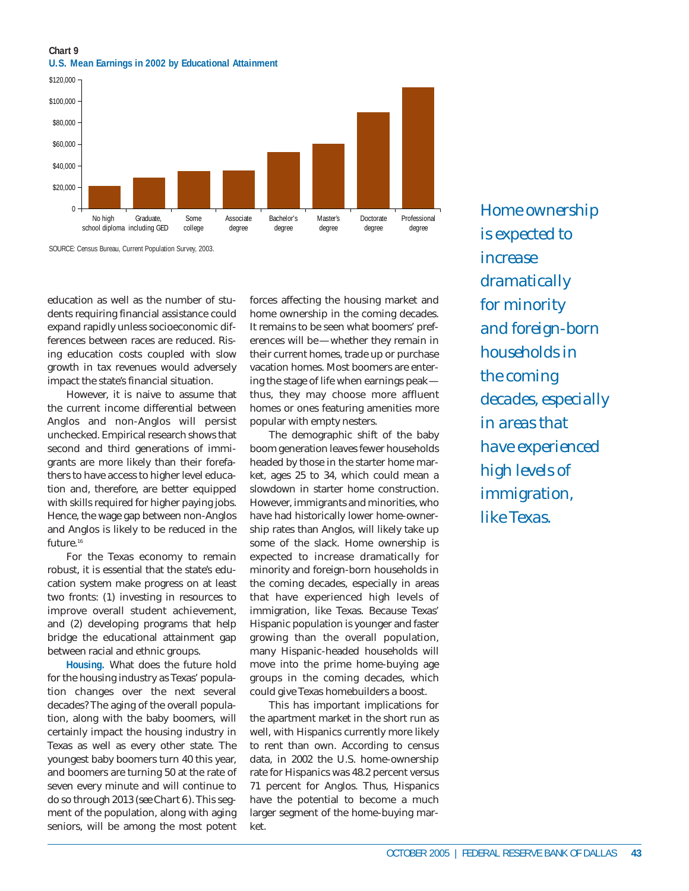**Chart 9**
**U.S. Mean Earnings in 2002 by Educational Attainment**

SOURCE: Census Bureau, Current Population Survey, 2003.

education as well as the number of students requiring financial assistance could expand rapidly unless socioeconomic differences between races are reduced. Rising education costs coupled with slow growth in tax revenues would adversely impact the state's financial situation.

However, it is naive to assume that the current income differential between Anglos and non-Anglos will persist unchecked. Empirical research shows that second and third generations of immigrants are more likely than their forefathers to have access to higher level education and, therefore, are better equipped with skills required for higher paying jobs. Hence, the wage gap between non-Anglos and Anglos is likely to be reduced in the future.[16]

For the Texas economy to remain robust, it is essential that the state's education system make progress on at least two fronts: (1) investing in resources to improve overall student achievement, and (2) developing programs that help bridge the educational attainment gap between racial and ethnic groups.

**Housing.** What does the future hold for the housing industry as Texas' population changes over the next several decades? The aging of the overall population, along with the baby boomers, will certainly impact the housing industry in Texas as well as every other state. The youngest baby boomers turn 40 this year, and boomers are turning 50 at the rate of seven every minute and will continue to do so through 2013 (*see* Chart 6). This segment of the population, along with aging seniors, will be among the most potent forces affecting the housing market and home ownership in the coming decades. It remains to be seen what boomers' preferences will be—whether they remain in their current homes, trade up or purchase vacation homes. Most boomers are entering the stage of life when earnings peak—thus, they may choose more affluent homes or ones featuring amenities more popular with empty nesters.

The demographic shift of the baby boom generation leaves fewer households headed by those in the starter home market, ages 25 to 34, which could mean a slowdown in starter home construction. However, immigrants and minorities, who have had historically lower home-ownership rates than Anglos, will likely take up some of the slack. Home ownership is expected to increase dramatically for minority and foreign-born households in the coming decades, especially in areas that have experienced high levels of immigration, like Texas. Because Texas' Hispanic population is younger and faster growing than the overall population, many Hispanic-headed households will move into the prime home-buying age groups in the coming decades, which could give Texas homebuilders a boost.

This has important implications for the apartment market in the short run as well, with Hispanics currently more likely to rent than own. According to census data, in 2002 the U.S. home-ownership rate for Hispanics was 48.2 percent versus 71 percent for Anglos. Thus, Hispanics have the potential to become a much larger segment of the home-buying market.

*Home ownership is expected to increase dramatically for minority and foreign-born households in the coming decades, especially in areas that have experienced high levels of immigration, like Texas.*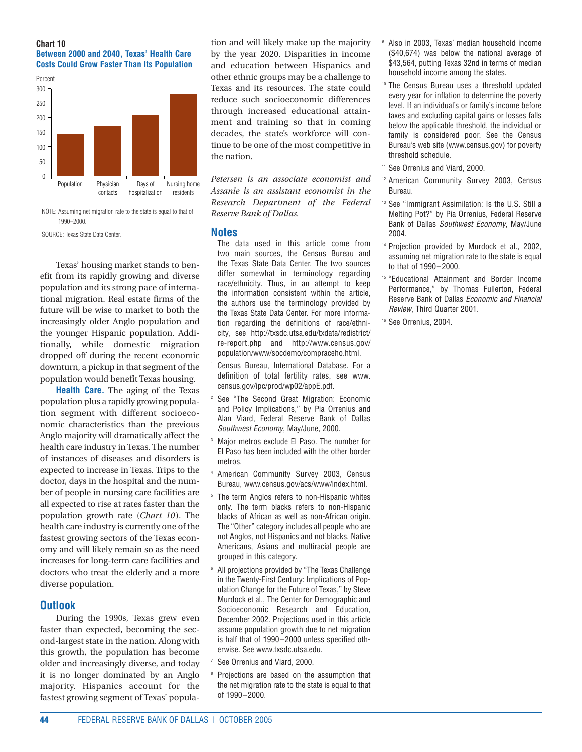**Chart 10**
**Between 2000 and 2040, Texas' Health Care Costs Could Grow Faster Than Its Population**

Percent

300
250
200
150
100
50
0

Population
Physician contacts
Days of hospitalization
Nursing home residents

NOTE: Assuming net migration rate to the state is equal to that of 1990–2000.

SOURCE: Texas State Data Center.

Texas' housing market stands to benefit from its rapidly growing and diverse population and its strong pace of international migration. Real estate firms of the future will be wise to market to both the increasingly older Anglo population and the younger Hispanic population. Additionally, while domestic migration dropped off during the recent economic downturn, a pickup in that segment of the population would benefit Texas housing.

**Health Care.** The aging of the Texas population plus a rapidly growing population segment with different socioeconomic characteristics than the previous Anglo majority will dramatically affect the health care industry in Texas. The number of instances of diseases and disorders is expected to increase in Texas. Trips to the doctor, days in the hospital and the number of people in nursing care facilities are all expected to rise at rates faster than the population growth rate (*Chart 10*). The health care industry is currently one of the fastest growing sectors of the Texas economy and will likely remain so as the need increases for long-term care facilities and doctors who treat the elderly and a more diverse population.

## Outlook

During the 1990s, Texas grew even faster than expected, becoming the second-largest state in the nation. Along with this growth, the population has become older and increasingly diverse, and today it is no longer dominated by an Anglo majority. Hispanics account for the fastest growing segment of Texas' population and will likely make up the majority by the year 2020. Disparities in income and education between Hispanics and other ethnic groups may be a challenge to Texas and its resources. The state could reduce such socioeconomic differences through increased educational attainment and training so that in coming decades, the state's workforce will continue to be one of the most competitive in the nation.

*Petersen is an associate economist and Assanie is an assistant economist in the Research Department of the Federal Reserve Bank of Dallas.*

## Notes

The data used in this article come from two main sources, the Census Bureau and the Texas State Data Center. The two sources differ somewhat in terminology regarding race/ethnicity. Thus, in an attempt to keep the information consistent within the article, the authors use the terminology provided by the Texas State Data Center. For more information regarding the definitions of race/ethnicity, see http://txsdc.utsa.edu/txdata/redistrict/re-report.php and http://www.census.gov/population/www/socdemo/compraceho.html.

1. Census Bureau, International Database. For a definition of total fertility rates, see www.census.gov/ipc/prod/wp02/appE.pdf.
2. See "The Second Great Migration: Economic and Policy Implications," by Pia Orrenius and Alan Viard, Federal Reserve Bank of Dallas *Southwest Economy*, May/June, 2000.
3. Major metros exclude El Paso. The number for El Paso has been included with the other border metros.
4. American Community Survey 2003, Census Bureau, www.census.gov/acs/www/index.html.
5. The term Anglos refers to non-Hispanic whites only. The term blacks refers to non-Hispanic blacks of African as well as non-African origin. The "Other" category includes all people who are not Anglos, not Hispanics and not blacks. Native Americans, Asians and multiracial people are grouped in this category.
6. All projections provided by "The Texas Challenge in the Twenty-First Century: Implications of Population Change for the Future of Texas," by Steve Murdock et al., The Center for Demographic and Socioeconomic Research and Education, December 2002. Projections used in this article assume population growth due to net migration is half that of 1990–2000 unless specified otherwise. See www.txsdc.utsa.edu.
7. See Orrenius and Viard, 2000.
8. Projections are based on the assumption that the net migration rate to the state is equal to that of 1990–2000.
9. Also in 2003, Texas' median household income ($40,674) was below the national average of $43,564, putting Texas 32nd in terms of median household income among the states.
10. The Census Bureau uses a threshold updated every year for inflation to determine the poverty level. If an individual's or family's income before taxes and excluding capital gains or losses falls below the applicable threshold, the individual or family is considered poor. See the Census Bureau's web site (www.census.gov) for poverty threshold schedule.
11. See Orrenius and Viard, 2000.
12. American Community Survey 2003, Census Bureau.
13. See "Immigrant Assimilation: Is the U.S. Still a Melting Pot?" by Pia Orrenius, Federal Reserve Bank of Dallas *Southwest Economy*, May/June 2004.
14. Projection provided by Murdock et al., 2002, assuming net migration rate to the state is equal to that of 1990–2000.
15. "Educational Attainment and Border Income Performance," by Thomas Fullerton, Federal Reserve Bank of Dallas *Economic and Financial Review*, Third Quarter 2001.
16. See Orrenius, 2004.